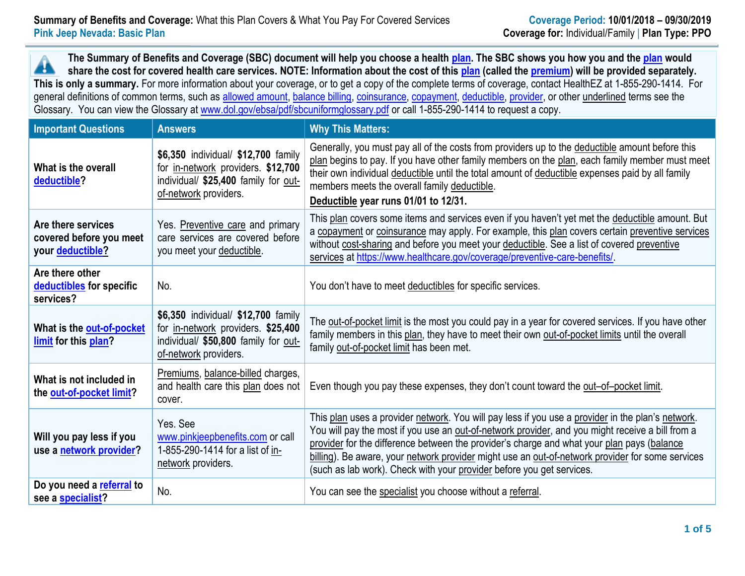**Summary of Benefits and Coverage:** What this Plan Covers & What You Pay For Covered Services
**Pink Jeep Nevada: Basic Plan**

**Coverage Period: 10/01/2018 – 09/30/2019**
**Coverage for:** Individual/Family | **Plan Type: PPO**

**The Summary of Benefits and Coverage (SBC) document will help you choose a health plan. The SBC shows you how you and the plan would share the cost for covered health care services. NOTE: Information about the cost of this plan (called the premium) will be provided separately. This is only a summary.** For more information about your coverage, or to get a copy of the complete terms of coverage, contact HealthEZ at 1-855-290-1414. For general definitions of common terms, such as allowed amount, balance billing, coinsurance, copayment, deductible, provider, or other underlined terms see the Glossary. You can view the Glossary at www.dol.gov/ebsa/pdf/sbcuniformglossary.pdf or call 1-855-290-1414 to request a copy.

| Important Questions | Answers | Why This Matters: |
|---|---|---|
| **What is the overall deductible?** | **$6,350** individual/ **$12,700** family for in-network providers. **$12,700** individual/ **$25,400** family for out-of-network providers. | Generally, you must pay all of the costs from providers up to the deductible amount before this plan begins to pay. If you have other family members on the plan, each family member must meet their own individual deductible until the total amount of deductible expenses paid by all family members meets the overall family deductible. **Deductible year runs 01/01 to 12/31.** |
| **Are there services covered before you meet your deductible?** | Yes. Preventive care and primary care services are covered before you meet your deductible. | This plan covers some items and services even if you haven't yet met the deductible amount. But a copayment or coinsurance may apply. For example, this plan covers certain preventive services without cost-sharing and before you meet your deductible. See a list of covered preventive services at https://www.healthcare.gov/coverage/preventive-care-benefits/. |
| **Are there other deductibles for specific services?** | No. | You don't have to meet deductibles for specific services. |
| **What is the out-of-pocket limit for this plan?** | **$6,350** individual/ **$12,700** family for in-network providers. **$25,400** individual/ **$50,800** family for out-of-network providers. | The out-of-pocket limit is the most you could pay in a year for covered services. If you have other family members in this plan, they have to meet their own out-of-pocket limits until the overall family out-of-pocket limit has been met. |
| **What is not included in the out-of-pocket limit?** | Premiums, balance-billed charges, and health care this plan does not cover. | Even though you pay these expenses, they don't count toward the out–of–pocket limit. |
| **Will you pay less if you use a network provider?** | Yes. See www.pinkjeepbenefits.com or call 1-855-290-1414 for a list of in-network providers. | This plan uses a provider network. You will pay less if you use a provider in the plan's network. You will pay the most if you use an out-of-network provider, and you might receive a bill from a provider for the difference between the provider's charge and what your plan pays (balance billing). Be aware, your network provider might use an out-of-network provider for some services (such as lab work). Check with your provider before you get services. |
| **Do you need a referral to see a specialist?** | No. | You can see the specialist you choose without a referral. |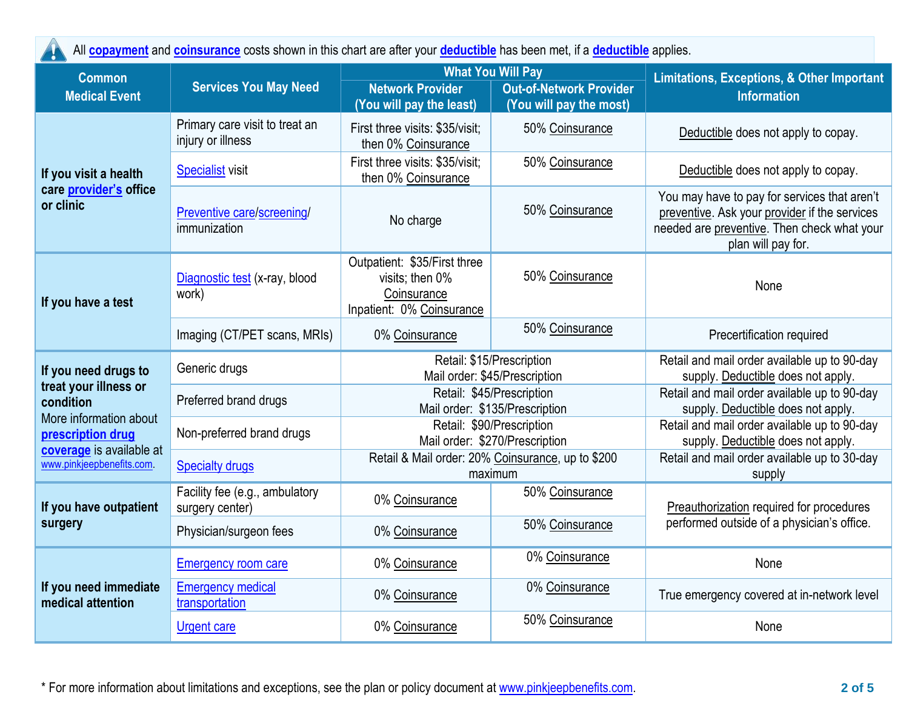All **copayment** and **coinsurance** costs shown in this chart are after your **deductible** has been met, if a **deductible** applies.

| Common Medical Event | Services You May Need | What You Will Pay | | Limitations, Exceptions, & Other Important Information |
|---|---|---|---|---|
| | | Network Provider (You will pay the least) | Out-of-Network Provider (You will pay the most) | |
| If you visit a health care provider's office or clinic | Primary care visit to treat an injury or illness | First three visits: $35/visit; then 0% Coinsurance | 50% Coinsurance | Deductible does not apply to copay. |
| | Specialist visit | First three visits: $35/visit; then 0% Coinsurance | 50% Coinsurance | Deductible does not apply to copay. |
| | Preventive care/screening/ immunization | No charge | 50% Coinsurance | You may have to pay for services that aren't preventive. Ask your provider if the services needed are preventive. Then check what your plan will pay for. |
| If you have a test | Diagnostic test (x-ray, blood work) | Outpatient: $35/First three visits; then 0% Coinsurance<br>Inpatient: 0% Coinsurance | 50% Coinsurance | None |
| | Imaging (CT/PET scans, MRIs) | 0% Coinsurance | 50% Coinsurance | Precertification required |
| If you need drugs to treat your illness or condition<br>More information about prescription drug coverage is available at www.pinkjeepbenefits.com. | Generic drugs | Retail: $15/Prescription<br>Mail order: $45/Prescription | | Retail and mail order available up to 90-day supply. Deductible does not apply. |
| | Preferred brand drugs | Retail: $45/Prescription<br>Mail order: $135/Prescription | | Retail and mail order available up to 90-day supply. Deductible does not apply. |
| | Non-preferred brand drugs | Retail: $90/Prescription<br>Mail order: $270/Prescription | | Retail and mail order available up to 90-day supply. Deductible does not apply. |
| | Specialty drugs | Retail & Mail order: 20% Coinsurance, up to $200 maximum | | Retail and mail order available up to 30-day supply |
| If you have outpatient surgery | Facility fee (e.g., ambulatory surgery center) | 0% Coinsurance | 50% Coinsurance | Preauthorization required for procedures performed outside of a physician's office. |
| | Physician/surgeon fees | 0% Coinsurance | 50% Coinsurance | |
| If you need immediate medical attention | Emergency room care | 0% Coinsurance | 0% Coinsurance | None |
| | Emergency medical transportation | 0% Coinsurance | 0% Coinsurance | True emergency covered at in-network level |
| | Urgent care | 0% Coinsurance | 50% Coinsurance | None |

* For more information about limitations and exceptions, see the plan or policy document at www.pinkjeepbenefits.com.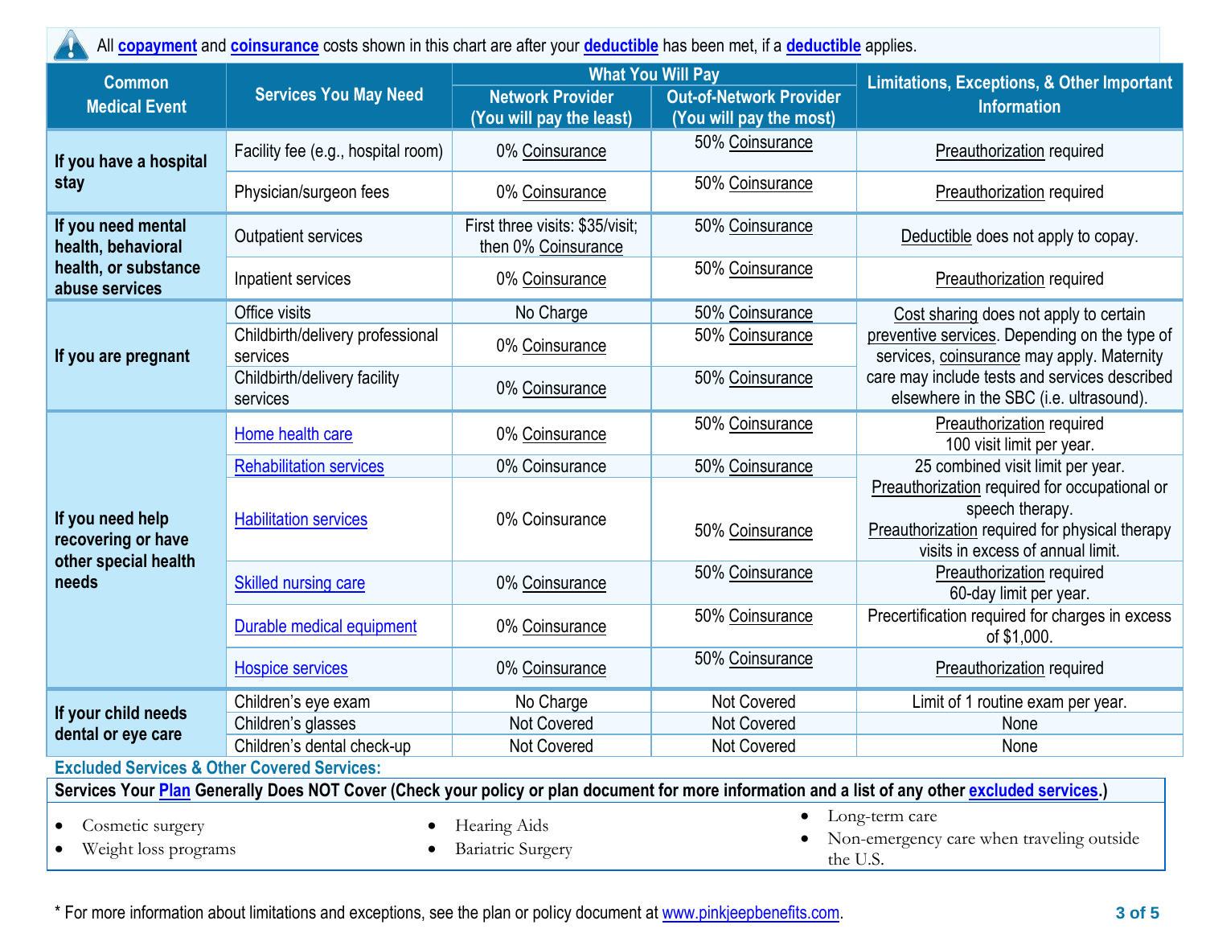All **copayment** and **coinsurance** costs shown in this chart are after your **deductible** has been met, if a **deductible** applies.

| Common Medical Event | Services You May Need | What You Will Pay | | Limitations, Exceptions, & Other Important Information |
|---|---|---|---|---|
| | | Network Provider (You will pay the least) | Out-of-Network Provider (You will pay the most) | |
| If you have a hospital stay | Facility fee (e.g., hospital room) | 0% Coinsurance | 50% Coinsurance | Preauthorization required |
| | Physician/surgeon fees | 0% Coinsurance | 50% Coinsurance | Preauthorization required |
| If you need mental health, behavioral health, or substance abuse services | Outpatient services | First three visits: $35/visit; then 0% Coinsurance | 50% Coinsurance | Deductible does not apply to copay. |
| | Inpatient services | 0% Coinsurance | 50% Coinsurance | Preauthorization required |
| If you are pregnant | Office visits | No Charge | 50% Coinsurance | Cost sharing does not apply to certain preventive services. Depending on the type of services, coinsurance may apply. Maternity care may include tests and services described elsewhere in the SBC (i.e. ultrasound). |
| | Childbirth/delivery professional services | 0% Coinsurance | 50% Coinsurance | |
| | Childbirth/delivery facility services | 0% Coinsurance | 50% Coinsurance | |
| If you need help recovering or have other special health needs | Home health care | 0% Coinsurance | 50% Coinsurance | Preauthorization required 100 visit limit per year. |
| | Rehabilitation services | 0% Coinsurance | 50% Coinsurance | 25 combined visit limit per year. Preauthorization required for occupational or speech therapy. Preauthorization required for physical therapy visits in excess of annual limit. |
| | Habilitation services | 0% Coinsurance | 50% Coinsurance | |
| | Skilled nursing care | 0% Coinsurance | 50% Coinsurance | Preauthorization required 60-day limit per year. |
| | Durable medical equipment | 0% Coinsurance | 50% Coinsurance | Precertification required for charges in excess of $1,000. |
| | Hospice services | 0% Coinsurance | 50% Coinsurance | Preauthorization required |
| If your child needs dental or eye care | Children's eye exam | No Charge | Not Covered | Limit of 1 routine exam per year. |
| | Children's glasses | Not Covered | Not Covered | None |
| | Children's dental check-up | Not Covered | Not Covered | None |

**Excluded Services & Other Covered Services:**

**Services Your Plan Generally Does NOT Cover (Check your policy or plan document for more information and a list of any other excluded services.)**

- Cosmetic surgery
- Weight loss programs
- Hearing Aids
- Bariatric Surgery
- Long-term care
- Non-emergency care when traveling outside the U.S.

* For more information about limitations and exceptions, see the plan or policy document at www.pinkjeepbenefits.com.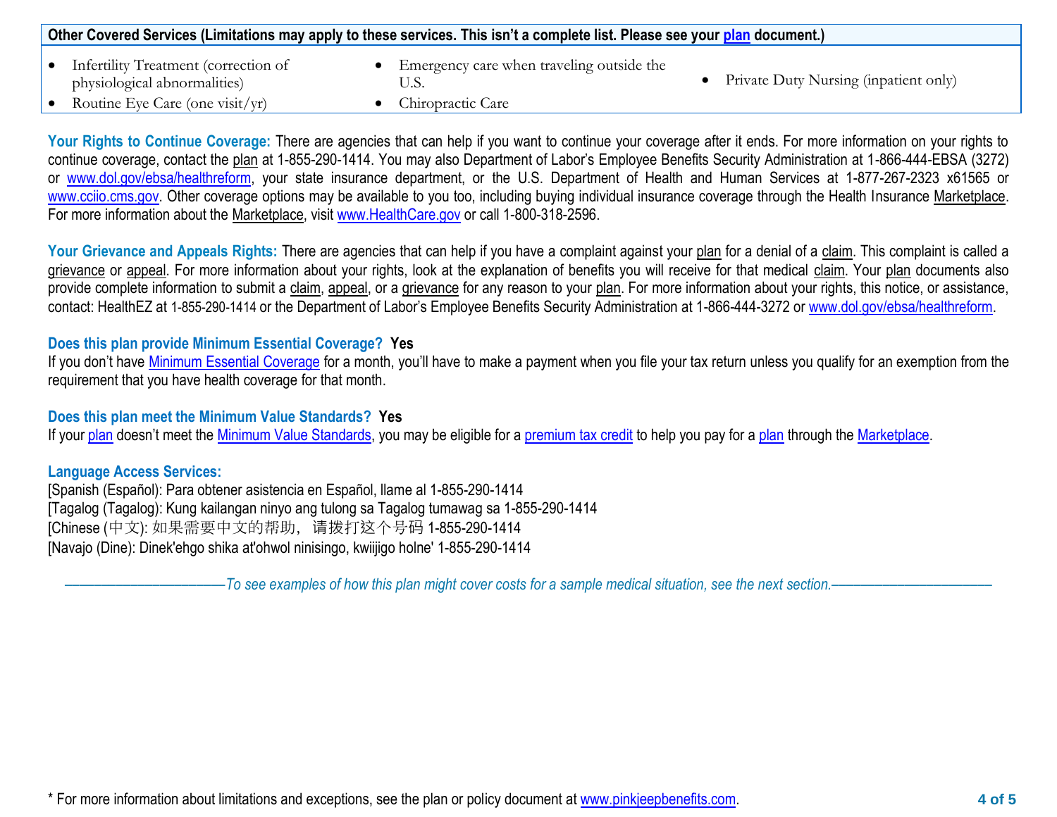| Other Covered Services (Limitations may apply to these services. This isn't a complete list. Please see your plan document.) | | |
|---|---|---|
| • Infertility Treatment (correction of physiological abnormalities)<br>• Routine Eye Care (one visit/yr) | • Emergency care when traveling outside the U.S.<br>• Chiropractic Care | • Private Duty Nursing (inpatient only) |

**Your Rights to Continue Coverage:** There are agencies that can help if you want to continue your coverage after it ends. For more information on your rights to continue coverage, contact the plan at 1-855-290-1414. You may also Department of Labor's Employee Benefits Security Administration at 1-866-444-EBSA (3272) or www.dol.gov/ebsa/healthreform, your state insurance department, or the U.S. Department of Health and Human Services at 1-877-267-2323 x61565 or www.cciio.cms.gov. Other coverage options may be available to you too, including buying individual insurance coverage through the Health Insurance Marketplace. For more information about the Marketplace, visit www.HealthCare.gov or call 1-800-318-2596.

**Your Grievance and Appeals Rights:** There are agencies that can help if you have a complaint against your plan for a denial of a claim. This complaint is called a grievance or appeal. For more information about your rights, look at the explanation of benefits you will receive for that medical claim. Your plan documents also provide complete information to submit a claim, appeal, or a grievance for any reason to your plan. For more information about your rights, this notice, or assistance, contact: HealthEZ at 1-855-290-1414 or the Department of Labor's Employee Benefits Security Administration at 1-866-444-3272 or www.dol.gov/ebsa/healthreform.

**Does this plan provide Minimum Essential Coverage? Yes**

If you don't have Minimum Essential Coverage for a month, you'll have to make a payment when you file your tax return unless you qualify for an exemption from the requirement that you have health coverage for that month.

**Does this plan meet the Minimum Value Standards? Yes**

If your plan doesn't meet the Minimum Value Standards, you may be eligible for a premium tax credit to help you pay for a plan through the Marketplace.

**Language Access Services:**

[Spanish (Español): Para obtener asistencia en Español, llame al 1-855-290-1414

[Tagalog (Tagalog): Kung kailangan ninyo ang tulong sa Tagalog tumawag sa 1-855-290-1414

[Chinese (中文): 如果需要中文的帮助，请拨打这个号码 1-855-290-1414

[Navajo (Dine): Dinek'ehgo shika at'ohwol ninisingo, kwiijigo holne' 1-855-290-1414

*——————————To see examples of how this plan might cover costs for a sample medical situation, see the next section.——————————*

* For more information about limitations and exceptions, see the plan or policy document at www.pinkjeepbenefits.com.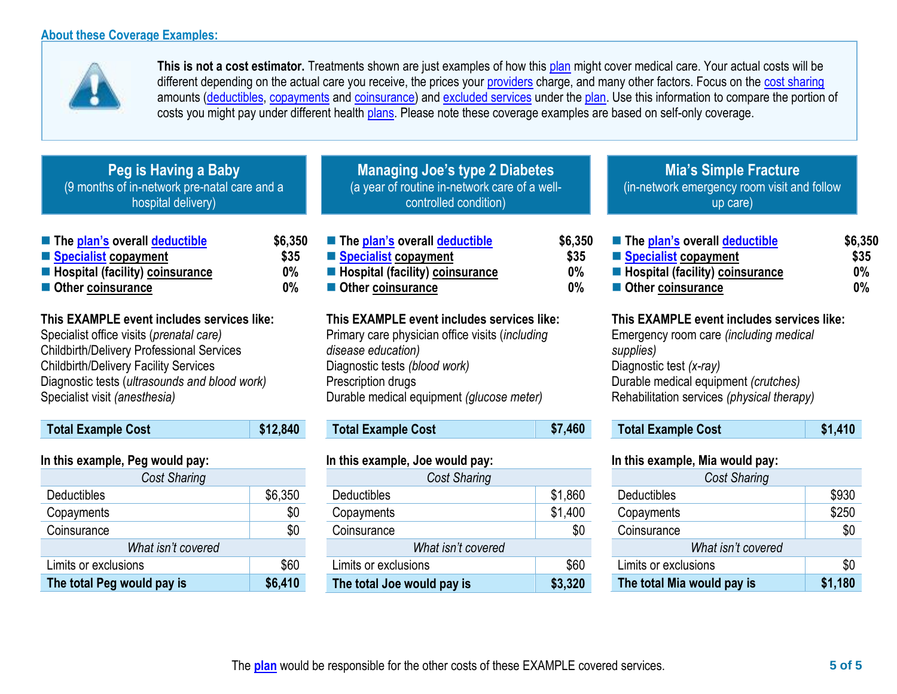### About these Coverage Examples:

**This is not a cost estimator.** Treatments shown are just examples of how this plan might cover medical care. Your actual costs will be different depending on the actual care you receive, the prices your providers charge, and many other factors. Focus on the cost sharing amounts (deductibles, copayments and coinsurance) and excluded services under the plan. Use this information to compare the portion of costs you might pay under different health plans. Please note these coverage examples are based on self-only coverage.

## Peg is Having a Baby
(9 months of in-network pre-natal care and a hospital delivery)

| | |
|---|---|
| **The plan's overall deductible** | **$6,350** |
| **Specialist copayment** | **$35** |
| **Hospital (facility) coinsurance** | **0%** |
| **Other coinsurance** | **0%** |

**This EXAMPLE event includes services like:**
Specialist office visits (*prenatal care)*
Childbirth/Delivery Professional Services
Childbirth/Delivery Facility Services
Diagnostic tests (*ultrasounds and blood work)*
Specialist visit *(anesthesia)*

| **Total Example Cost** | **$12,840** |
|---|---|

**In this example, Peg would pay:**

| *Cost Sharing* | |
|---|---|
| Deductibles | $6,350 |
| Copayments | $0 |
| Coinsurance | $0 |
| *What isn't covered* | |
| Limits or exclusions | $60 |
| **The total Peg would pay is** | **$6,410** |

## Managing Joe's type 2 Diabetes
(a year of routine in-network care of a well-controlled condition)

| | |
|---|---|
| **The plan's overall deductible** | **$6,350** |
| **Specialist copayment** | **$35** |
| **Hospital (facility) coinsurance** | **0%** |
| **Other coinsurance** | **0%** |

**This EXAMPLE event includes services like:**
Primary care physician office visits (*including disease education)*
Diagnostic tests *(blood work)*
Prescription drugs
Durable medical equipment *(glucose meter)*

| **Total Example Cost** | **$7,460** |
|---|---|

**In this example, Joe would pay:**

| *Cost Sharing* | |
|---|---|
| Deductibles | $1,860 |
| Copayments | $1,400 |
| Coinsurance | $0 |
| *What isn't covered* | |
| Limits or exclusions | $60 |
| **The total Joe would pay is** | **$3,320** |

## Mia's Simple Fracture
(in-network emergency room visit and follow up care)

| | |
|---|---|
| **The plan's overall deductible** | **$6,350** |
| **Specialist copayment** | **$35** |
| **Hospital (facility) coinsurance** | **0%** |
| **Other coinsurance** | **0%** |

**This EXAMPLE event includes services like:**
Emergency room care *(including medical supplies)*
Diagnostic test *(x-ray)*
Durable medical equipment *(crutches)*
Rehabilitation services *(physical therapy)*

| **Total Example Cost** | **$1,410** |
|---|---|

**In this example, Mia would pay:**

| *Cost Sharing* | |
|---|---|
| Deductibles | $930 |
| Copayments | $250 |
| Coinsurance | $0 |
| *What isn't covered* | |
| Limits or exclusions | $0 |
| **The total Mia would pay is** | **$1,180** |

The plan would be responsible for the other costs of these EXAMPLE covered services.